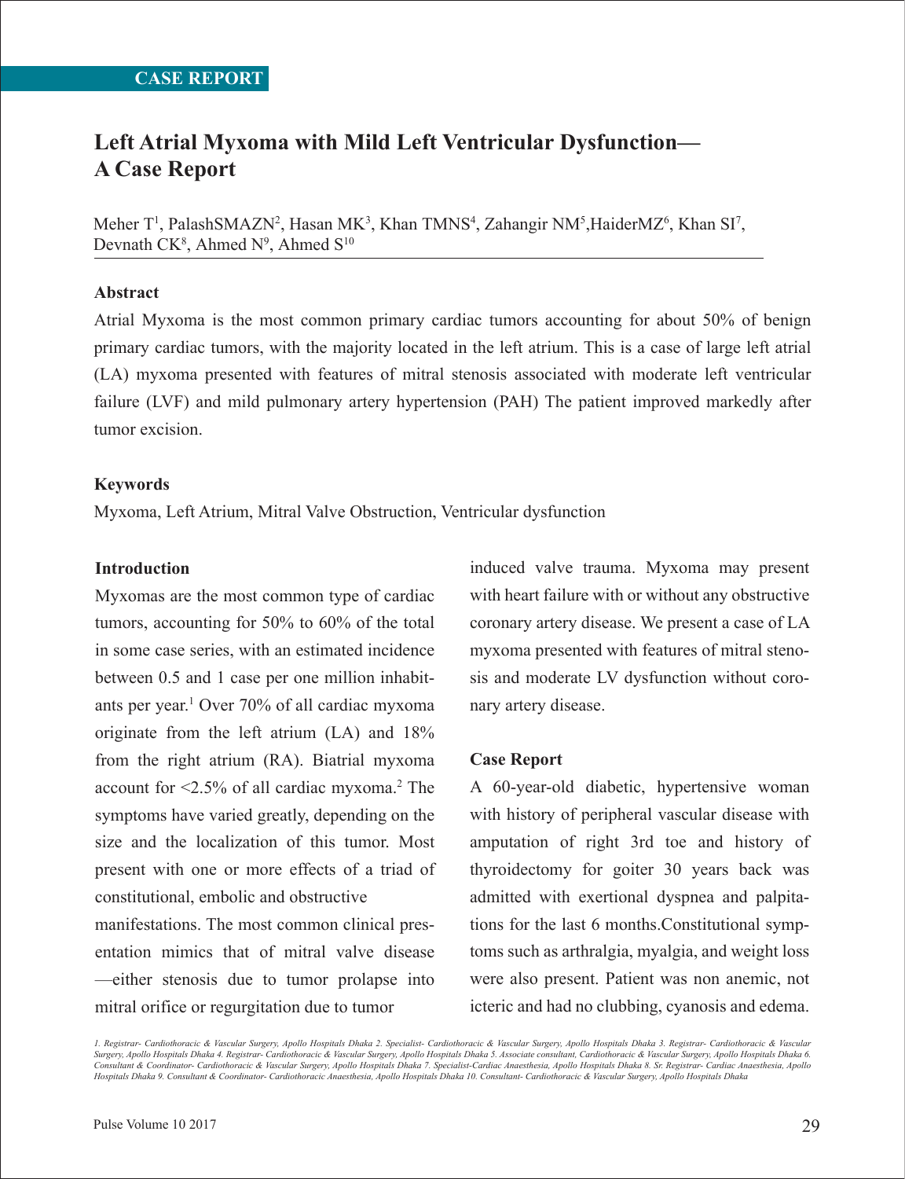CASE REPORT

# Left Atrial Myxoma with Mild Left Ventricular Dysfunction—A Case Report

Meher T[1], PalashSMAZN[2], Hasan MK[3], Khan TMNS[4], Zahangir NM[5],HaiderMZ[6], Khan SI[7], Devnath CK[8], Ahmed N[9], Ahmed S[10]

### Abstract

Atrial Myxoma is the most common primary cardiac tumors accounting for about 50% of benign primary cardiac tumors, with the majority located in the left atrium. This is a case of large left atrial (LA) myxoma presented with features of mitral stenosis associated with moderate left ventricular failure (LVF) and mild pulmonary artery hypertension (PAH) The patient improved markedly after tumor excision.

### Keywords

Myxoma, Left Atrium, Mitral Valve Obstruction, Ventricular dysfunction

### Introduction

Myxomas are the most common type of cardiac tumors, accounting for 50% to 60% of the total in some case series, with an estimated incidence between 0.5 and 1 case per one million inhabitants per year.[1] Over 70% of all cardiac myxoma originate from the left atrium (LA) and 18% from the right atrium (RA). Biatrial myxoma account for <2.5% of all cardiac myxoma.[2] The symptoms have varied greatly, depending on the size and the localization of this tumor. Most present with one or more effects of a triad of constitutional, embolic and obstructive manifestations. The most common clinical presentation mimics that of mitral valve disease —either stenosis due to tumor prolapse into mitral orifice or regurgitation due to tumor induced valve trauma. Myxoma may present with heart failure with or without any obstructive coronary artery disease. We present a case of LA myxoma presented with features of mitral stenosis and moderate LV dysfunction without coronary artery disease.

### Case Report

A 60-year-old diabetic, hypertensive woman with history of peripheral vascular disease with amputation of right 3rd toe and history of thyroidectomy for goiter 30 years back was admitted with exertional dyspnea and palpitations for the last 6 months.Constitutional symptoms such as arthralgia, myalgia, and weight loss were also present. Patient was non anemic, not icteric and had no clubbing, cyanosis and edema.

1. Registrar- Cardiothoracic & Vascular Surgery, Apollo Hospitals Dhaka 2. Specialist- Cardiothoracic & Vascular Surgery, Apollo Hospitals Dhaka 3. Registrar- Cardiothoracic & Vascular Surgery, Apollo Hospitals Dhaka 4. Registrar- Cardiothoracic & Vascular Surgery, Apollo Hospitals Dhaka 5. Associate consultant, Cardiothoracic & Vascular Surgery, Apollo Hospitals Dhaka 6. Consultant & Coordinator- Cardiothoracic & Vascular Surgery, Apollo Hospitals Dhaka 7. Specialist-Cardiac Anaesthesia, Apollo Hospitals Dhaka 8. Sr. Registrar- Cardiac Anaesthesia, Apollo Hospitals Dhaka 9. Consultant & Coordinator- Cardiothoracic Anaesthesia, Apollo Hospitals Dhaka 10. Consultant- Cardiothoracic & Vascular Surgery, Apollo Hospitals Dhaka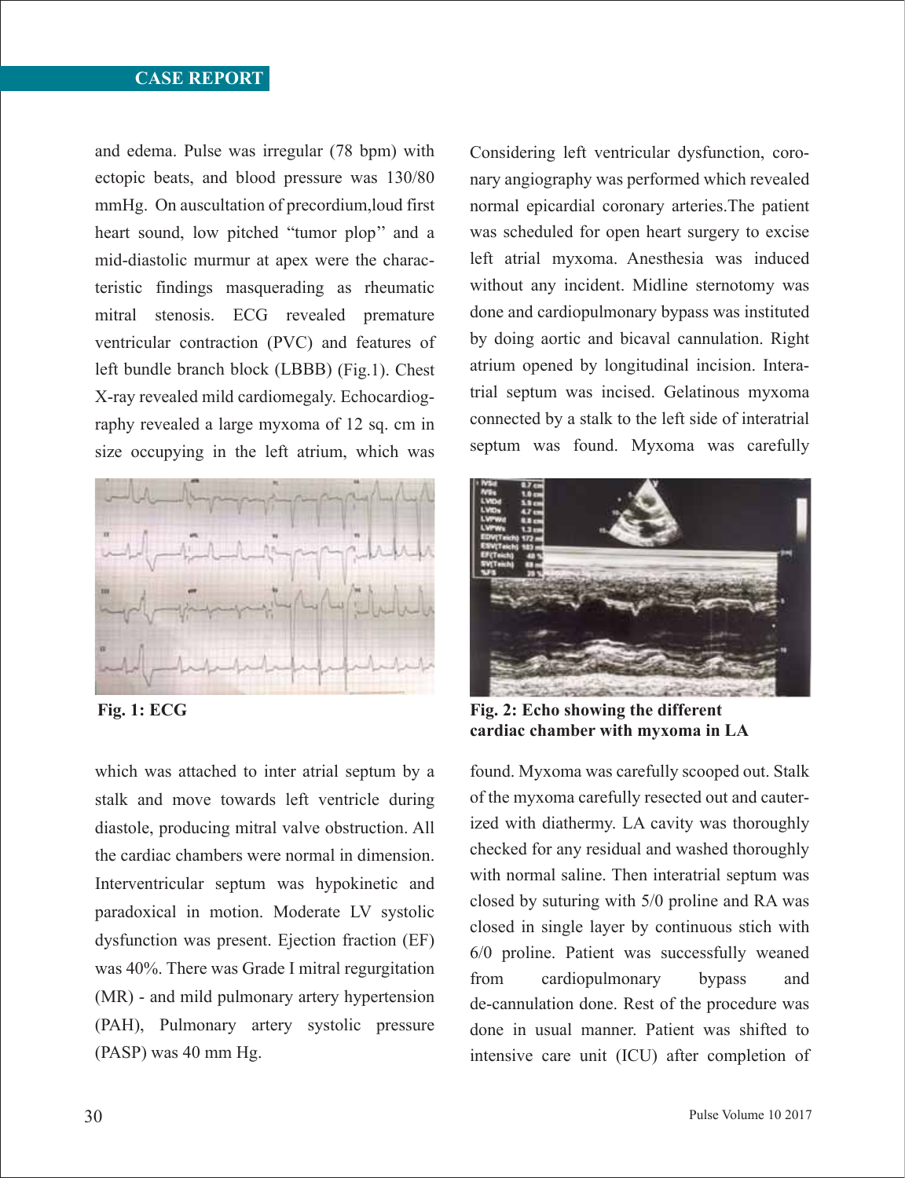and edema. Pulse was irregular (78 bpm) with ectopic beats, and blood pressure was 130/80 mmHg. On auscultation of precordium,loud first heart sound, low pitched "tumor plop'' and a mid-diastolic murmur at apex were the characteristic findings masquerading as rheumatic mitral stenosis. ECG revealed premature ventricular contraction (PVC) and features of left bundle branch block (LBBB) (Fig.1). Chest X-ray revealed mild cardiomegaly. Echocardiography revealed a large myxoma of 12 sq. cm in size occupying in the left atrium, which was

**Fig. 1: ECG**

which was attached to inter atrial septum by a stalk and move towards left ventricle during diastole, producing mitral valve obstruction. All the cardiac chambers were normal in dimension. Interventricular septum was hypokinetic and paradoxical in motion. Moderate LV systolic dysfunction was present. Ejection fraction (EF) was 40%. There was Grade I mitral regurgitation (MR) - and mild pulmonary artery hypertension (PAH), Pulmonary artery systolic pressure (PASP) was 40 mm Hg.

Considering left ventricular dysfunction, coronary angiography was performed which revealed normal epicardial coronary arteries.The patient was scheduled for open heart surgery to excise left atrial myxoma. Anesthesia was induced without any incident. Midline sternotomy was done and cardiopulmonary bypass was instituted by doing aortic and bicaval cannulation. Right atrium opened by longitudinal incision. Interatrial septum was incised. Gelatinous myxoma connected by a stalk to the left side of interatrial septum was found. Myxoma was carefully

**Fig. 2: Echo showing the different cardiac chamber with myxoma in LA**

found. Myxoma was carefully scooped out. Stalk of the myxoma carefully resected out and cauterized with diathermy. LA cavity was thoroughly checked for any residual and washed thoroughly with normal saline. Then interatrial septum was closed by suturing with 5/0 proline and RA was closed in single layer by continuous stich with 6/0 proline. Patient was successfully weaned from cardiopulmonary bypass and de-cannulation done. Rest of the procedure was done in usual manner. Patient was shifted to intensive care unit (ICU) after completion of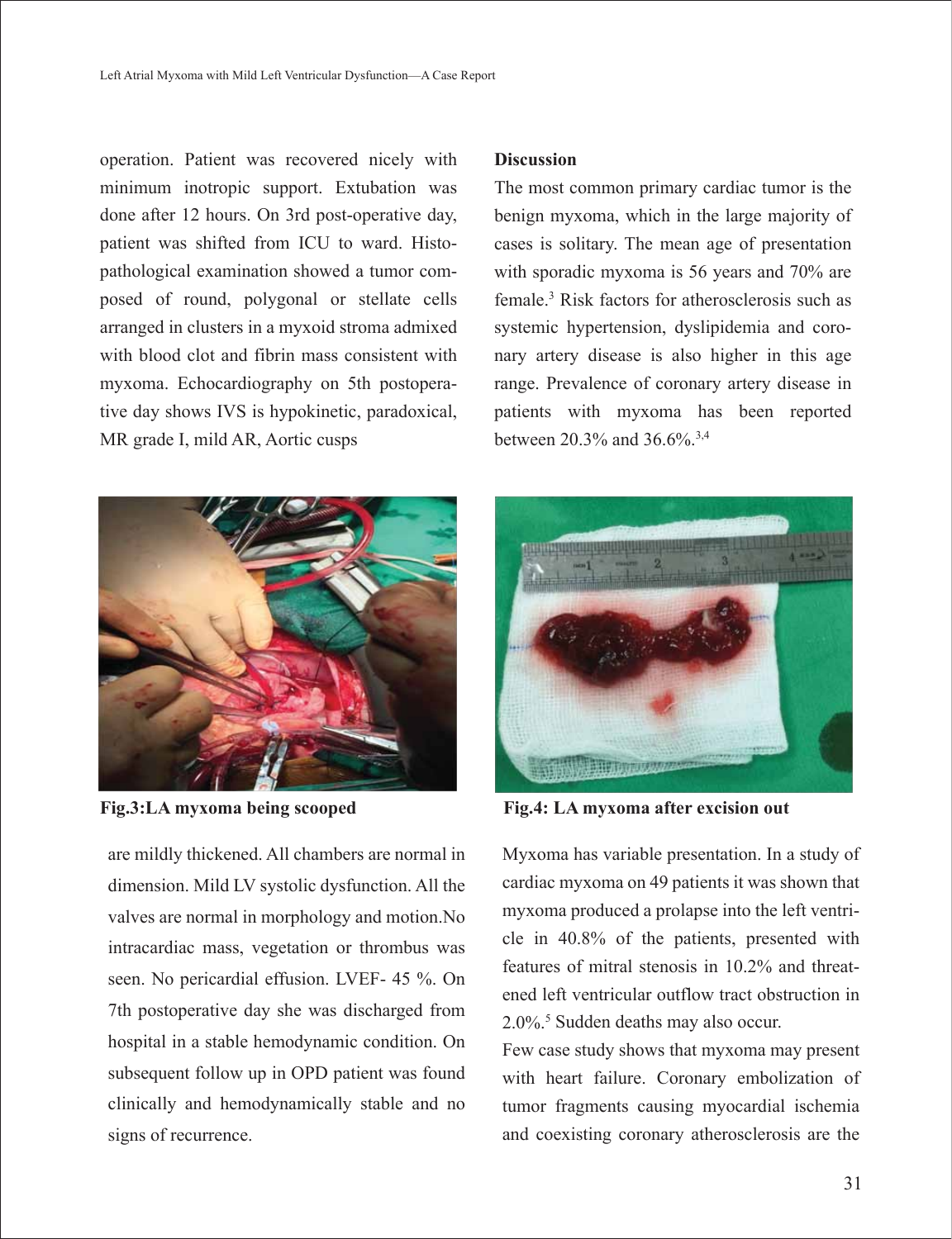operation. Patient was recovered nicely with minimum inotropic support. Extubation was done after 12 hours. On 3rd post-operative day, patient was shifted from ICU to ward. Histopathological examination showed a tumor composed of round, polygonal or stellate cells arranged in clusters in a myxoid stroma admixed with blood clot and fibrin mass consistent with myxoma. Echocardiography on 5th postoperative day shows IVS is hypokinetic, paradoxical, MR grade I, mild AR, Aortic cusps are mildly thickened. All chambers are normal in dimension. Mild LV systolic dysfunction. All the valves are normal in morphology and motion.No intracardiac mass, vegetation or thrombus was seen. No pericardial effusion. LVEF- 45 %. On 7th postoperative day she was discharged from hospital in a stable hemodynamic condition. On subsequent follow up in OPD patient was found clinically and hemodynamically stable and no signs of recurrence.

**Fig.3:LA myxoma being scooped**

**Fig.4: LA myxoma after excision out**

**Discussion**

The most common primary cardiac tumor is the benign myxoma, which in the large majority of cases is solitary. The mean age of presentation with sporadic myxoma is 56 years and 70% are female.[3] Risk factors for atherosclerosis such as systemic hypertension, dyslipidemia and coronary artery disease is also higher in this age range. Prevalence of coronary artery disease in patients with myxoma has been reported between 20.3% and 36.6%.[3,4]

Myxoma has variable presentation. In a study of cardiac myxoma on 49 patients it was shown that myxoma produced a prolapse into the left ventricle in 40.8% of the patients, presented with features of mitral stenosis in 10.2% and threatened left ventricular outflow tract obstruction in 2.0%.[5] Sudden deaths may also occur.

Few case study shows that myxoma may present with heart failure. Coronary embolization of tumor fragments causing myocardial ischemia and coexisting coronary atherosclerosis are the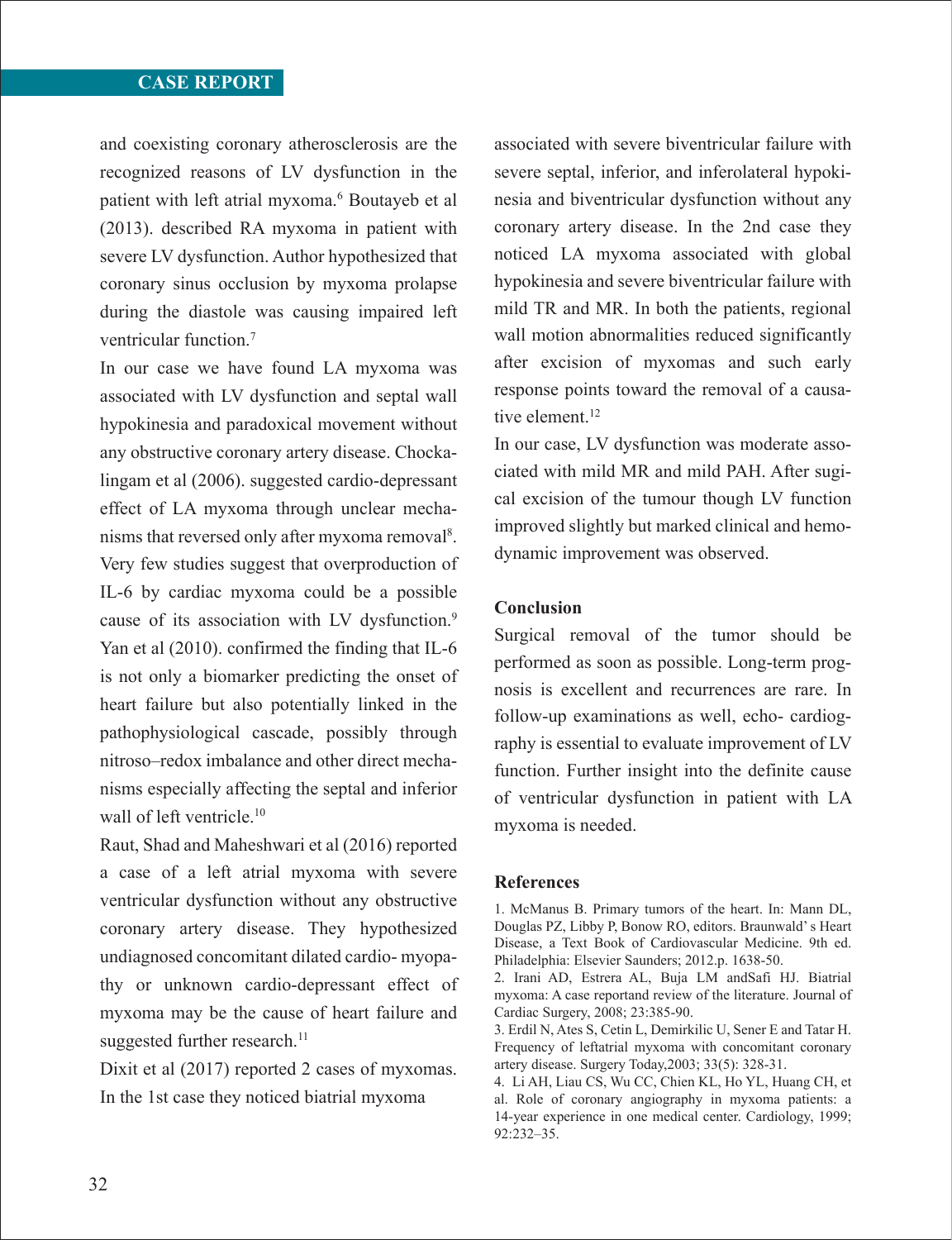and coexisting coronary atherosclerosis are the recognized reasons of LV dysfunction in the patient with left atrial myxoma.[6] Boutayeb et al (2013). described RA myxoma in patient with severe LV dysfunction. Author hypothesized that coronary sinus occlusion by myxoma prolapse during the diastole was causing impaired left ventricular function.[7]

In our case we have found LA myxoma was associated with LV dysfunction and septal wall hypokinesia and paradoxical movement without any obstructive coronary artery disease. Chockalingam et al (2006). suggested cardio-depressant effect of LA myxoma through unclear mechanisms that reversed only after myxoma removal[8].

Very few studies suggest that overproduction of IL-6 by cardiac myxoma could be a possible cause of its association with LV dysfunction.[9] Yan et al (2010). confirmed the finding that IL-6 is not only a biomarker predicting the onset of heart failure but also potentially linked in the pathophysiological cascade, possibly through nitroso–redox imbalance and other direct mechanisms especially affecting the septal and inferior wall of left ventricle.[10]

Raut, Shad and Maheshwari et al (2016) reported a case of a left atrial myxoma with severe ventricular dysfunction without any obstructive coronary artery disease. They hypothesized undiagnosed concomitant dilated cardio- myopathy or unknown cardio-depressant effect of myxoma may be the cause of heart failure and suggested further research.[11]

Dixit et al (2017) reported 2 cases of myxomas. In the 1st case they noticed biatrial myxoma associated with severe biventricular failure with severe septal, inferior, and inferolateral hypokinesia and biventricular dysfunction without any coronary artery disease. In the 2nd case they noticed LA myxoma associated with global hypokinesia and severe biventricular failure with mild TR and MR. In both the patients, regional wall motion abnormalities reduced significantly after excision of myxomas and such early response points toward the removal of a causative element.[12]

In our case, LV dysfunction was moderate associated with mild MR and mild PAH. After sugical excision of the tumour though LV function improved slightly but marked clinical and hemodynamic improvement was observed.

## Conclusion

Surgical removal of the tumor should be performed as soon as possible. Long-term prognosis is excellent and recurrences are rare. In follow-up examinations as well, echo- cardiography is essential to evaluate improvement of LV function. Further insight into the definite cause of ventricular dysfunction in patient with LA myxoma is needed.

## References

1. McManus B. Primary tumors of the heart. In: Mann DL, Douglas PZ, Libby P, Bonow RO, editors. Braunwald' s Heart Disease, a Text Book of Cardiovascular Medicine. 9th ed. Philadelphia: Elsevier Saunders; 2012.p. 1638-50.
2. Irani AD, Estrera AL, Buja LM andSafi HJ. Biatrial myxoma: A case reportand review of the literature. Journal of Cardiac Surgery, 2008; 23:385-90.
3. Erdil N, Ates S, Cetin L, Demirkilic U, Sener E and Tatar H. Frequency of leftatrial myxoma with concomitant coronary artery disease. Surgery Today,2003; 33(5): 328-31.
4. Li AH, Liau CS, Wu CC, Chien KL, Ho YL, Huang CH, et al. Role of coronary angiography in myxoma patients: a 14-year experience in one medical center. Cardiology, 1999; 92:232–35.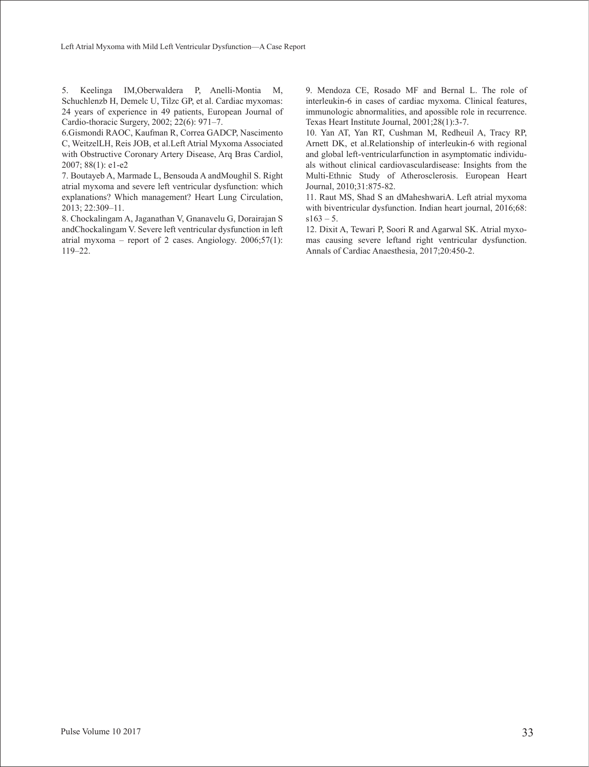5. Keelinga IM,Oberwaldera P, Anelli-Montia M, Schuchlenzb H, Demelc U, Tilzc GP, et al. Cardiac myxomas: 24 years of experience in 49 patients, European Journal of Cardio-thoracic Surgery, 2002; 22(6): 971–7.

6.Gismondi RAOC, Kaufman R, Correa GADCP, Nascimento C, WeitzelLH, Reis JOB, et al.Left Atrial Myxoma Associated with Obstructive Coronary Artery Disease, Arq Bras Cardiol, 2007; 88(1): e1-e2

7. Boutayeb A, Marmade L, Bensouda A andMoughil S. Right atrial myxoma and severe left ventricular dysfunction: which explanations? Which management? Heart Lung Circulation, 2013; 22:309–11.

8. Chockalingam A, Jaganathan V, Gnanavelu G, Dorairajan S andChockalingam V. Severe left ventricular dysfunction in left atrial myxoma – report of 2 cases. Angiology. 2006;57(1): 119–22.

9. Mendoza CE, Rosado MF and Bernal L. The role of interleukin-6 in cases of cardiac myxoma. Clinical features, immunologic abnormalities, and apossible role in recurrence. Texas Heart Institute Journal, 2001;28(1):3-7.

10. Yan AT, Yan RT, Cushman M, Redheuil A, Tracy RP, Arnett DK, et al.Relationship of interleukin-6 with regional and global left-ventricularfunction in asymptomatic individuals without clinical cardiovasculardisease: Insights from the Multi-Ethnic Study of Atherosclerosis. European Heart Journal, 2010;31:875-82.

11. Raut MS, Shad S an dMaheshwariA. Left atrial myxoma with biventricular dysfunction. Indian heart journal, 2016;68: s163 – 5.

12. Dixit A, Tewari P, Soori R and Agarwal SK. Atrial myxomas causing severe leftand right ventricular dysfunction. Annals of Cardiac Anaesthesia, 2017;20:450-2.